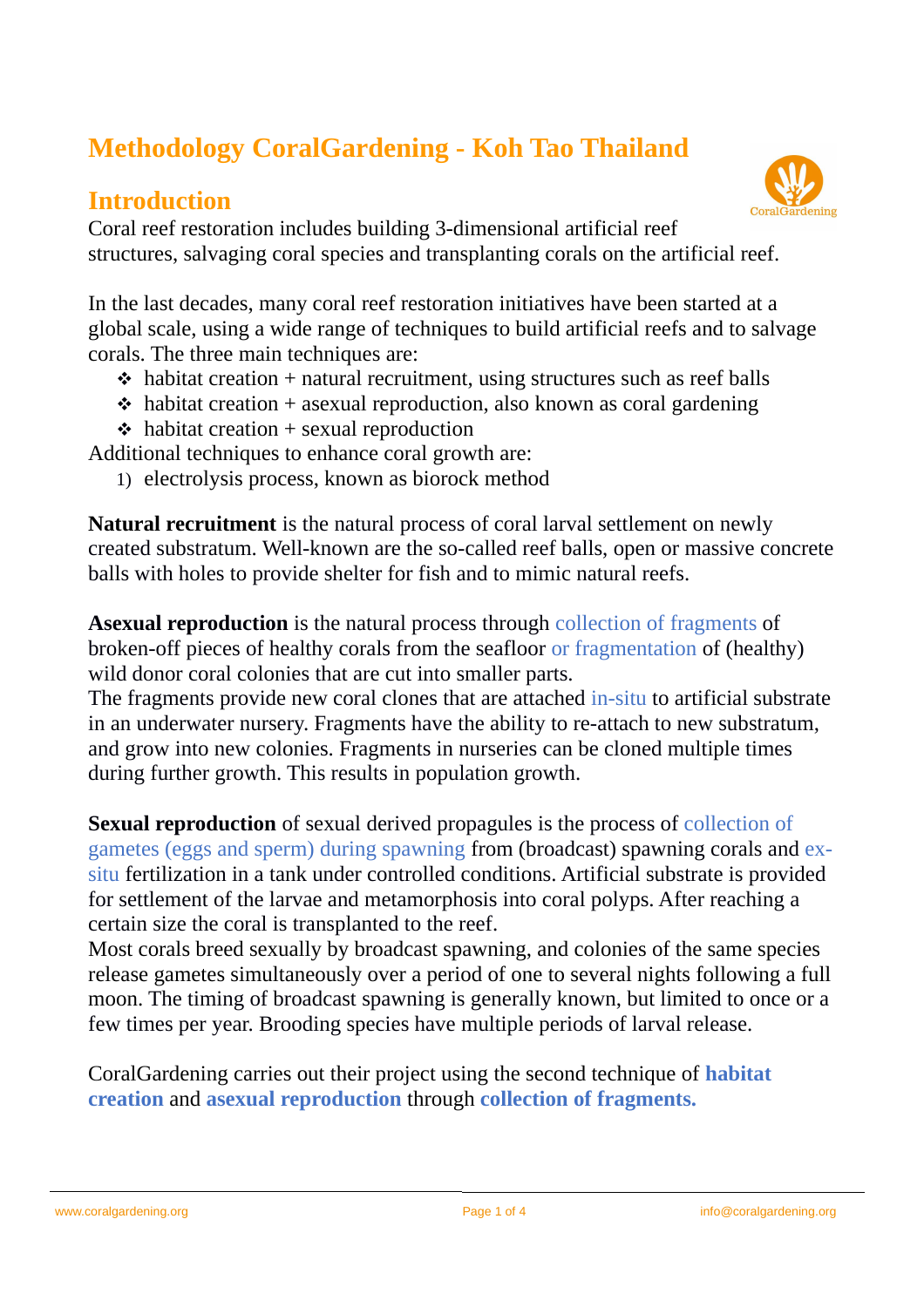# Methodology CoralGardening - Koh Tao Thailand

## Introduction

Coral reef restoration includes building 3-dimensional artificial reef structures, salvaging coral species and transplanting corals on the artificial reef.

In the last decades, many coral reef restoration initiatives have been started at a global scale, using a wide range of techniques to build artificial reefs and to salvage corals. The three main techniques are:

- habitat creation + natural recruitment, using structures such as reef balls
- habitat creation + asexual reproduction, also known as coral gardening
- habitat creation + sexual reproduction

Additional techniques to enhance coral growth are:

1) electrolysis process, known as biorock method

**Natural recruitment** is the natural process of coral larval settlement on newly created substratum. Well-known are the so-called reef balls, open or massive concrete balls with holes to provide shelter for fish and to mimic natural reefs.

**Asexual reproduction** is the natural process through collection of fragments of broken-off pieces of healthy corals from the seafloor or fragmentation of (healthy) wild donor coral colonies that are cut into smaller parts.
The fragments provide new coral clones that are attached in-situ to artificial substrate in an underwater nursery. Fragments have the ability to re-attach to new substratum, and grow into new colonies. Fragments in nurseries can be cloned multiple times during further growth. This results in population growth.

**Sexual reproduction** of sexual derived propagules is the process of collection of gametes (eggs and sperm) during spawning from (broadcast) spawning corals and ex-situ fertilization in a tank under controlled conditions. Artificial substrate is provided for settlement of the larvae and metamorphosis into coral polyps. After reaching a certain size the coral is transplanted to the reef.
Most corals breed sexually by broadcast spawning, and colonies of the same species release gametes simultaneously over a period of one to several nights following a full moon. The timing of broadcast spawning is generally known, but limited to once or a few times per year. Brooding species have multiple periods of larval release.

CoralGardening carries out their project using the second technique of **habitat creation** and **asexual reproduction** through **collection of fragments.**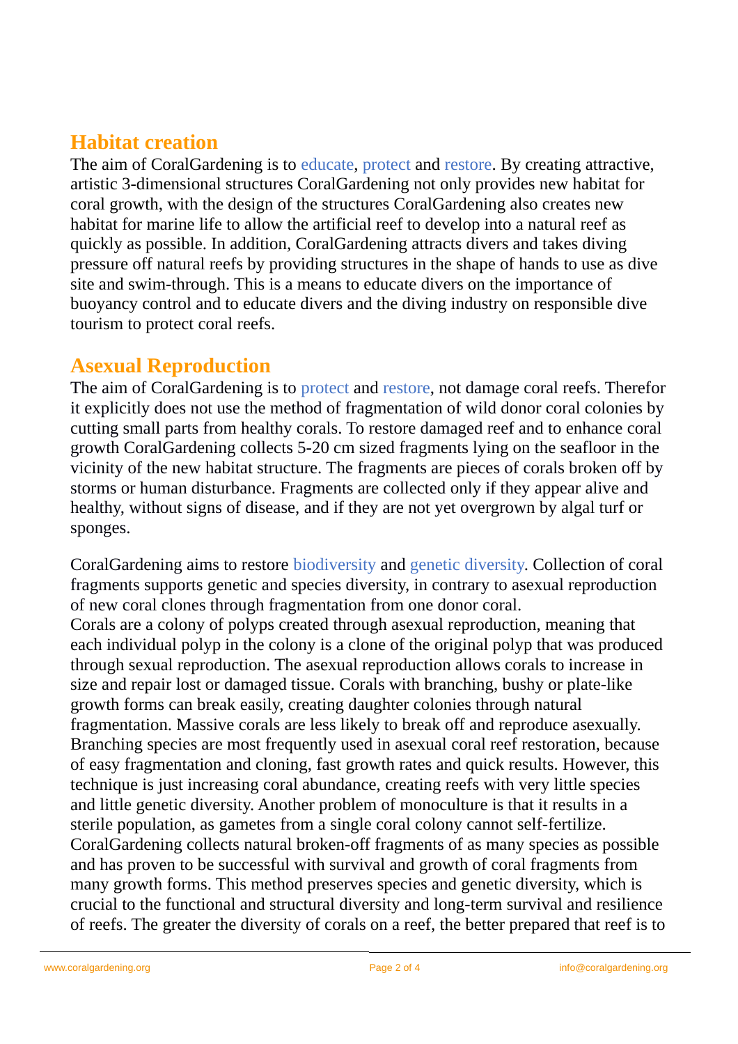## Habitat creation

The aim of CoralGardening is to educate, protect and restore. By creating attractive, artistic 3-dimensional structures CoralGardening not only provides new habitat for coral growth, with the design of the structures CoralGardening also creates new habitat for marine life to allow the artificial reef to develop into a natural reef as quickly as possible. In addition, CoralGardening attracts divers and takes diving pressure off natural reefs by providing structures in the shape of hands to use as dive site and swim-through. This is a means to educate divers on the importance of buoyancy control and to educate divers and the diving industry on responsible dive tourism to protect coral reefs.

## Asexual Reproduction

The aim of CoralGardening is to protect and restore, not damage coral reefs. Therefor it explicitly does not use the method of fragmentation of wild donor coral colonies by cutting small parts from healthy corals. To restore damaged reef and to enhance coral growth CoralGardening collects 5-20 cm sized fragments lying on the seafloor in the vicinity of the new habitat structure. The fragments are pieces of corals broken off by storms or human disturbance. Fragments are collected only if they appear alive and healthy, without signs of disease, and if they are not yet overgrown by algal turf or sponges.

CoralGardening aims to restore biodiversity and genetic diversity. Collection of coral fragments supports genetic and species diversity, in contrary to asexual reproduction of new coral clones through fragmentation from one donor coral.
Corals are a colony of polyps created through asexual reproduction, meaning that each individual polyp in the colony is a clone of the original polyp that was produced through sexual reproduction. The asexual reproduction allows corals to increase in size and repair lost or damaged tissue. Corals with branching, bushy or plate-like growth forms can break easily, creating daughter colonies through natural fragmentation. Massive corals are less likely to break off and reproduce asexually. Branching species are most frequently used in asexual coral reef restoration, because of easy fragmentation and cloning, fast growth rates and quick results. However, this technique is just increasing coral abundance, creating reefs with very little species and little genetic diversity. Another problem of monoculture is that it results in a sterile population, as gametes from a single coral colony cannot self-fertilize. CoralGardening collects natural broken-off fragments of as many species as possible and has proven to be successful with survival and growth of coral fragments from many growth forms. This method preserves species and genetic diversity, which is crucial to the functional and structural diversity and long-term survival and resilience of reefs. The greater the diversity of corals on a reef, the better prepared that reef is to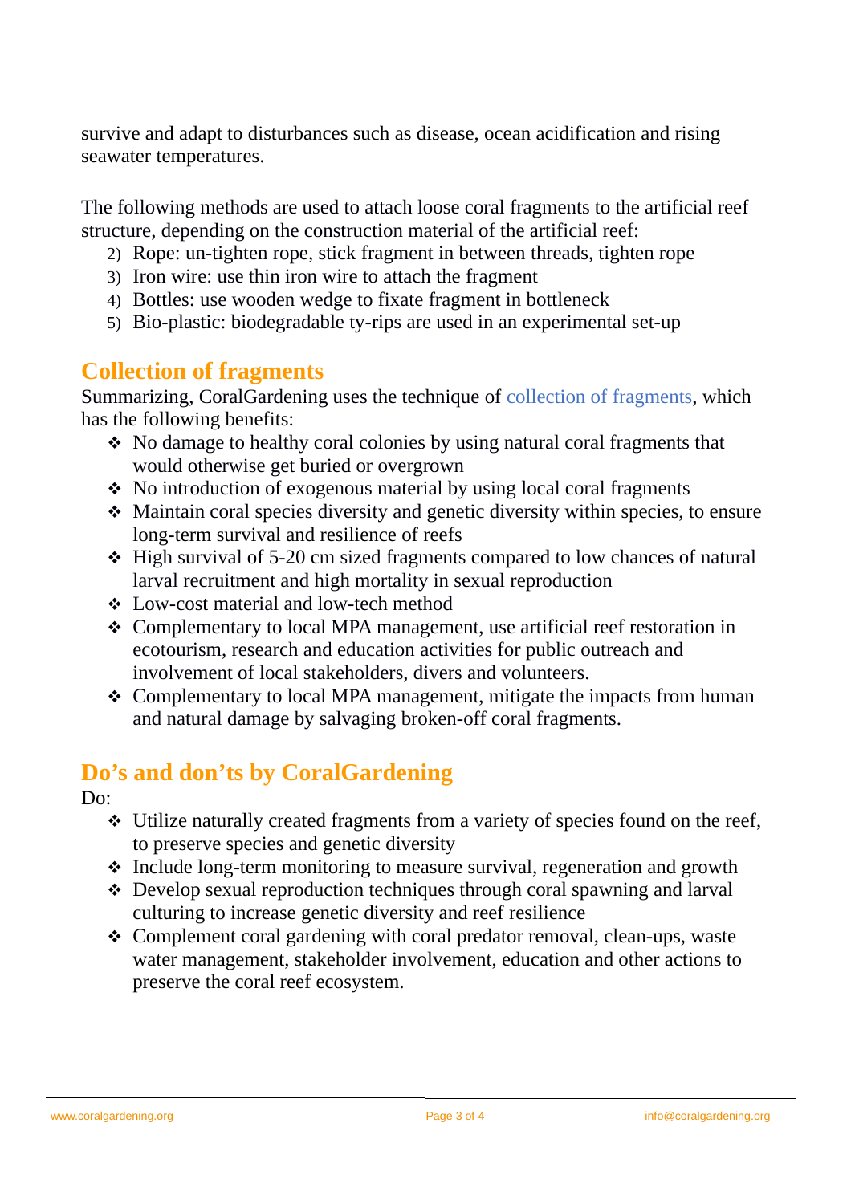survive and adapt to disturbances such as disease, ocean acidification and rising seawater temperatures.

The following methods are used to attach loose coral fragments to the artificial reef structure, depending on the construction material of the artificial reef:

2) Rope: un-tighten rope, stick fragment in between threads, tighten rope
3) Iron wire: use thin iron wire to attach the fragment
4) Bottles: use wooden wedge to fixate fragment in bottleneck
5) Bio-plastic: biodegradable ty-rips are used in an experimental set-up

## Collection of fragments

Summarizing, CoralGardening uses the technique of collection of fragments, which has the following benefits:

- No damage to healthy coral colonies by using natural coral fragments that would otherwise get buried or overgrown
- No introduction of exogenous material by using local coral fragments
- Maintain coral species diversity and genetic diversity within species, to ensure long-term survival and resilience of reefs
- High survival of 5-20 cm sized fragments compared to low chances of natural larval recruitment and high mortality in sexual reproduction
- Low-cost material and low-tech method
- Complementary to local MPA management, use artificial reef restoration in ecotourism, research and education activities for public outreach and involvement of local stakeholders, divers and volunteers.
- Complementary to local MPA management, mitigate the impacts from human and natural damage by salvaging broken-off coral fragments.

## Do’s and don’ts by CoralGardening

Do:

- Utilize naturally created fragments from a variety of species found on the reef, to preserve species and genetic diversity
- Include long-term monitoring to measure survival, regeneration and growth
- Develop sexual reproduction techniques through coral spawning and larval culturing to increase genetic diversity and reef resilience
- Complement coral gardening with coral predator removal, clean-ups, waste water management, stakeholder involvement, education and other actions to preserve the coral reef ecosystem.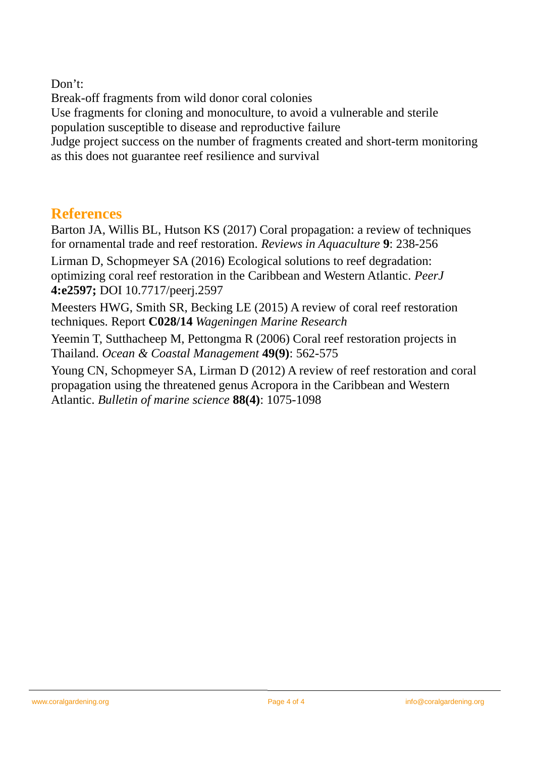Don't:

Break-off fragments from wild donor coral colonies

Use fragments for cloning and monoculture, to avoid a vulnerable and sterile population susceptible to disease and reproductive failure

Judge project success on the number of fragments created and short-term monitoring as this does not guarantee reef resilience and survival

## References

Barton JA, Willis BL, Hutson KS (2017) Coral propagation: a review of techniques for ornamental trade and reef restoration. *Reviews in Aquaculture* **9**: 238-256

Lirman D, Schopmeyer SA (2016) Ecological solutions to reef degradation: optimizing coral reef restoration in the Caribbean and Western Atlantic. *PeerJ* **4:e2597;** DOI 10.7717/peerj.2597

Meesters HWG, Smith SR, Becking LE (2015) A review of coral reef restoration techniques. Report **C028/14** *Wageningen Marine Research*

Yeemin T, Sutthacheep M, Pettongma R (2006) Coral reef restoration projects in Thailand. *Ocean & Coastal Management* **49(9)**: 562-575

Young CN, Schopmeyer SA, Lirman D (2012) A review of reef restoration and coral propagation using the threatened genus Acropora in the Caribbean and Western Atlantic. *Bulletin of marine science* **88(4)**: 1075-1098